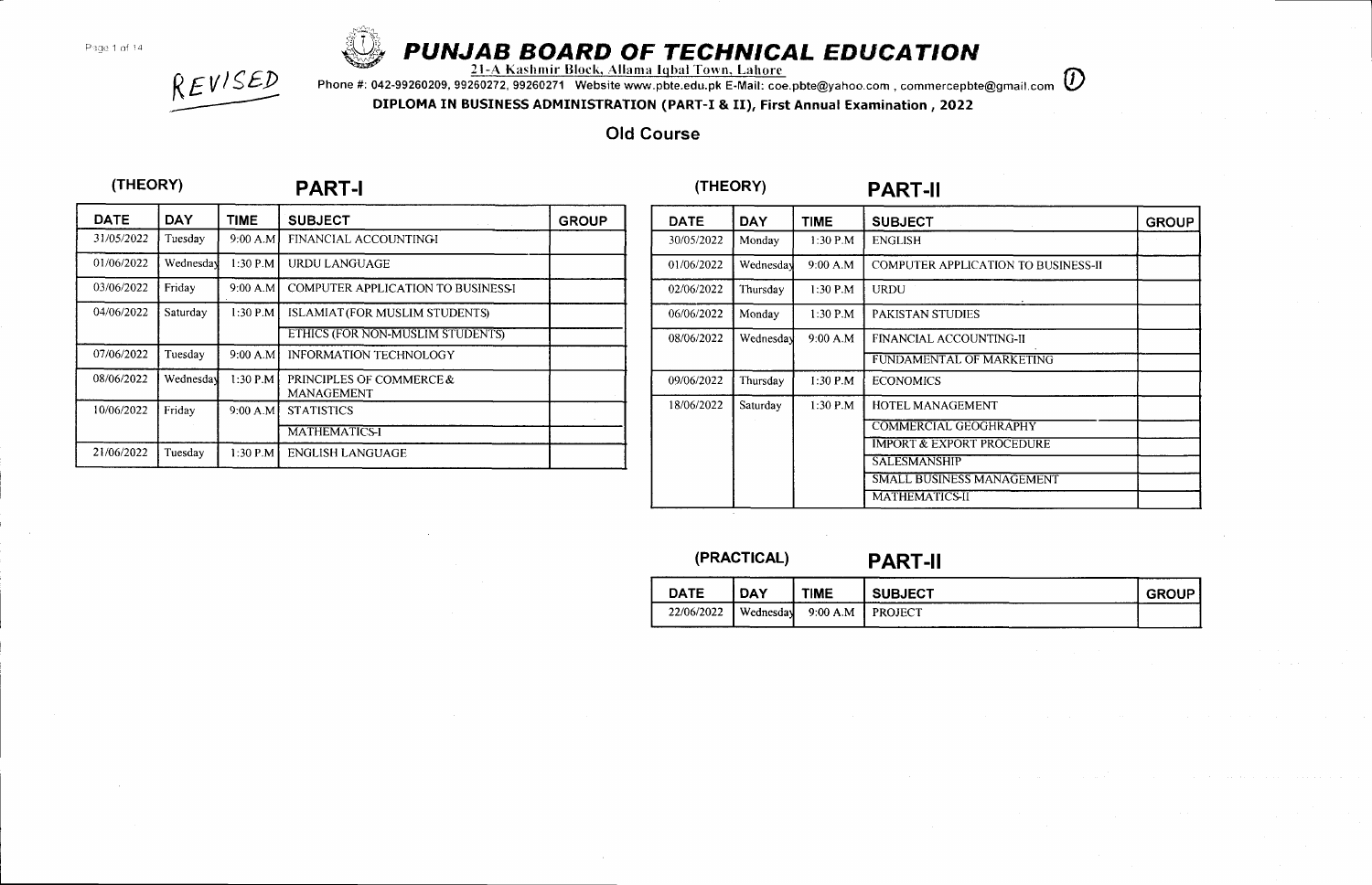REVISED

# PUNJAB BOARD OF TECHNICAL EDUCATION

21-A Kashmir Block, Allama Iqbal Town, Lahore

Phone #: 042-99260209, 99260272, 99260271 Website www.pbte.edu.pk E-Mail: coe.pbte@yahoo.com , commercepbte@gmail.com ①

**DIPLOMA IN BUSINESS ADMINISTRATION (PART-I & II), First Annual Examination , 2022**

## Old Course

### (THEORY) PART-I

| DATE | DAY | TIME | SUBJECT | GROUP |
|---|---|---|---|---|
| 31/05/2022 | Tuesday | 9:00 A.M | FINANCIAL ACCOUNTING-I | |
| 01/06/2022 | Wednesday | 1:30 P.M | URDU LANGUAGE | |
| 03/06/2022 | Friday | 9:00 A.M | COMPUTER APPLICATION TO BUSINESS-I | |
| 04/06/2022 | Saturday | 1:30 P.M | ISLAMIAT (FOR MUSLIM STUDENTS) | |
| | | | ETHICS (FOR NON-MUSLIM STUDENTS) | |
| 07/06/2022 | Tuesday | 9:00 A.M | INFORMATION TECHNOLOGY | |
| 08/06/2022 | Wednesday | 1:30 P.M | PRINCIPLES OF COMMERCE & MANAGEMENT | |
| 10/06/2022 | Friday | 9:00 A.M | STATISTICS | |
| | | | MATHEMATICS-I | |
| 21/06/2022 | Tuesday | 1:30 P.M | ENGLISH LANGUAGE | |

### (THEORY) PART-II

| DATE | DAY | TIME | SUBJECT | GROUP |
|---|---|---|---|---|
| 30/05/2022 | Monday | 1:30 P.M | ENGLISH | |
| 01/06/2022 | Wednesday | 9:00 A.M | COMPUTER APPLICATION TO BUSINESS-II | |
| 02/06/2022 | Thursday | 1:30 P.M | URDU | |
| 06/06/2022 | Monday | 1:30 P.M | PAKISTAN STUDIES | |
| 08/06/2022 | Wednesday | 9:00 A.M | FINANCIAL ACCOUNTING-II | |
| | | | FUNDAMENTAL OF MARKETING | |
| 09/06/2022 | Thursday | 1:30 P.M | ECONOMICS | |
| 18/06/2022 | Saturday | 1:30 P.M | HOTEL MANAGEMENT | |
| | | | COMMERCIAL GEOGHRAPHY | |
| | | | IMPORT & EXPORT PROCEDURE | |
| | | | SALESMANSHIP | |
| | | | SMALL BUSINESS MANAGEMENT | |
| | | | MATHEMATICS-II | |

### (PRACTICAL) PART-II

| DATE | DAY | TIME | SUBJECT | GROUP |
|---|---|---|---|---|
| 22/06/2022 | Wednesday | 9:00 A.M | PROJECT | |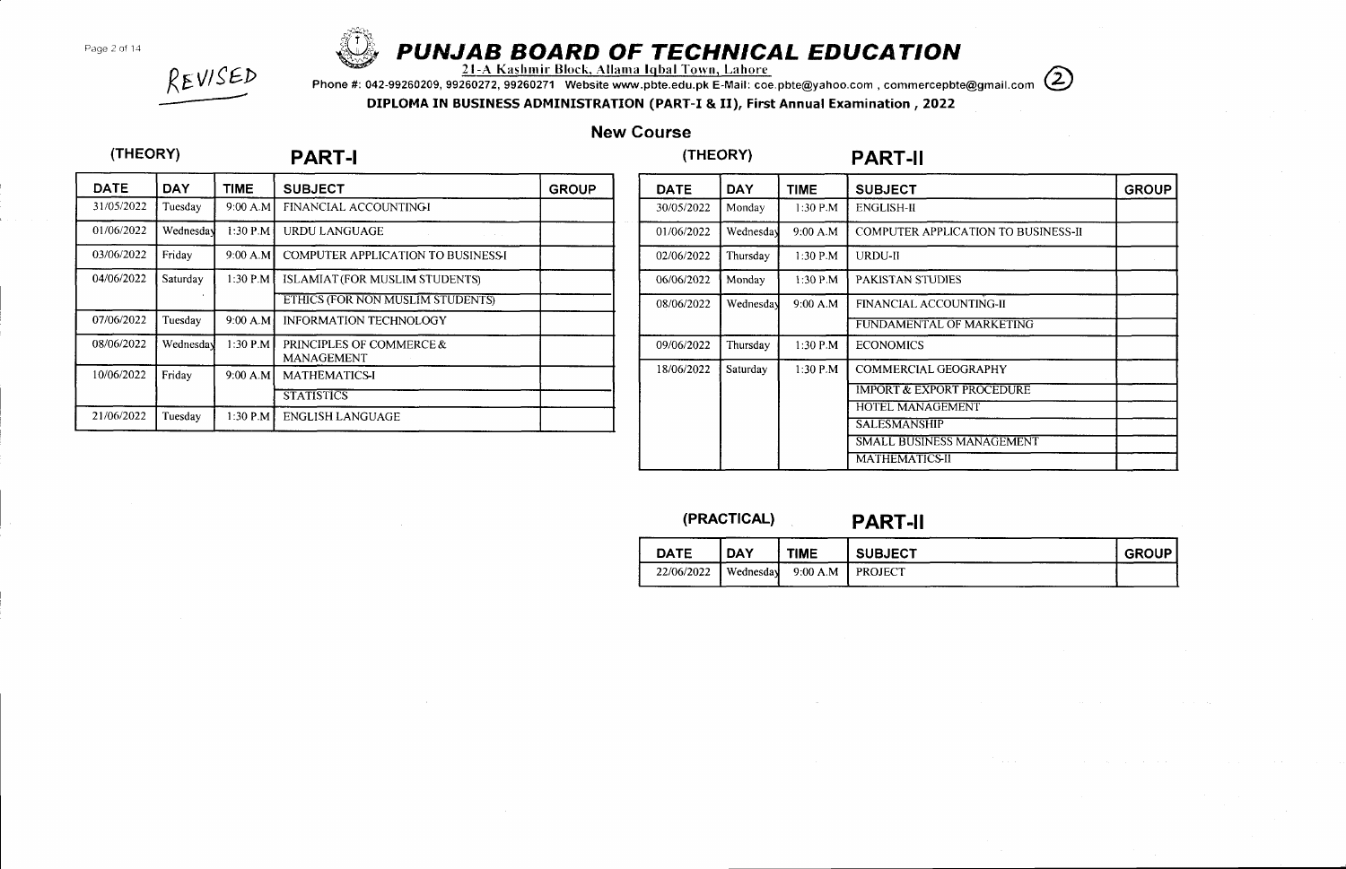REVISED

# PUNJAB BOARD OF TECHNICAL EDUCATION

21-A Kashmir Block, Allama Iqbal Town, Lahore

Phone #: 042-99260209, 99260272, 99260271 Website www.pbte.edu.pk E-Mail: coe.pbte@yahoo.com , commercepbte@gmail.com (2)

**DIPLOMA IN BUSINESS ADMINISTRATION (PART-I & II), First Annual Examination , 2022**

## New Course

### (THEORY) PART-I

| DATE | DAY | TIME | SUBJECT | GROUP |
|---|---|---|---|---|
| 31/05/2022 | Tuesday | 9:00 A.M | FINANCIAL ACCOUNTING-I | |
| 01/06/2022 | Wednesday | 1:30 P.M | URDU LANGUAGE | |
| 03/06/2022 | Friday | 9:00 A.M | COMPUTER APPLICATION TO BUSINESS-I | |
| 04/06/2022 | Saturday | 1:30 P.M | ISLAMIAT (FOR MUSLIM STUDENTS) | |
| | | | ETHICS (FOR NON MUSLIM STUDENTS) | |
| 07/06/2022 | Tuesday | 9:00 A.M | INFORMATION TECHNOLOGY | |
| 08/06/2022 | Wednesday | 1:30 P.M | PRINCIPLES OF COMMERCE & MANAGEMENT | |
| 10/06/2022 | Friday | 9:00 A.M | MATHEMATICS-I | |
| | | | STATISTICS | |
| 21/06/2022 | Tuesday | 1:30 P.M | ENGLISH LANGUAGE | |

### (THEORY) PART-II

| DATE | DAY | TIME | SUBJECT | GROUP |
|---|---|---|---|---|
| 30/05/2022 | Monday | 1:30 P.M | ENGLISH-II | |
| 01/06/2022 | Wednesday | 9:00 A.M | COMPUTER APPLICATION TO BUSINESS-II | |
| 02/06/2022 | Thursday | 1:30 P.M | URDU-II | |
| 06/06/2022 | Monday | 1:30 P.M | PAKISTAN STUDIES | |
| 08/06/2022 | Wednesday | 9:00 A.M | FINANCIAL ACCOUNTING-II | |
| | | | FUNDAMENTAL OF MARKETING | |
| 09/06/2022 | Thursday | 1:30 P.M | ECONOMICS | |
| 18/06/2022 | Saturday | 1:30 P.M | COMMERCIAL GEOGRAPHY | |
| | | | IMPORT & EXPORT PROCEDURE | |
| | | | HOTEL MANAGEMENT | |
| | | | SALESMANSHIP | |
| | | | SMALL BUSINESS MANAGEMENT | |
| | | | MATHEMATICS-II | |

### (PRACTICAL) PART-II

| DATE | DAY | TIME | SUBJECT | GROUP |
|---|---|---|---|---|
| 22/06/2022 | Wednesday | 9:00 A.M | PROJECT | |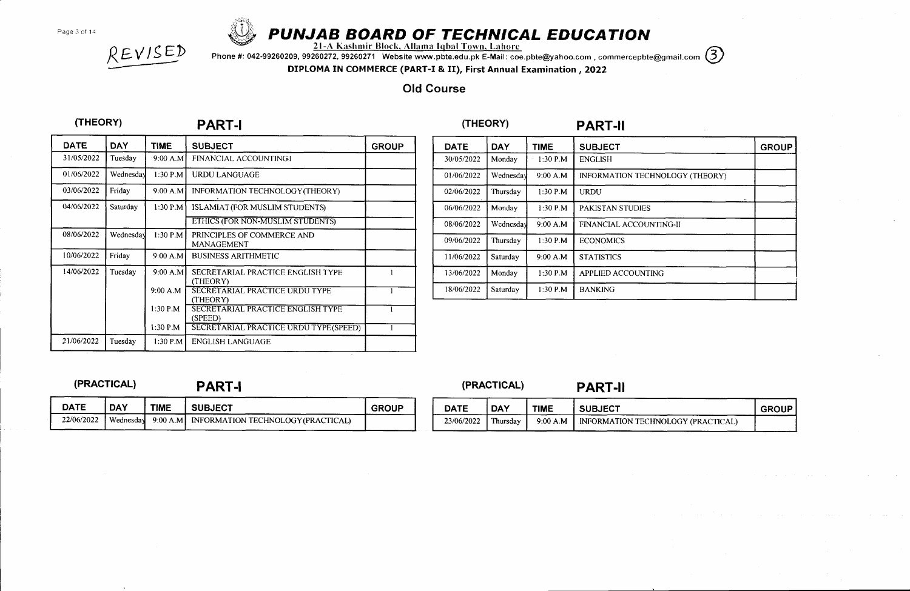REVISED

# PUNJAB BOARD OF TECHNICAL EDUCATION

21-A Kashmir Block, Allama Iqbal Town, Lahore

Phone #: 042-99260209, 99260272, 99260271 Website www.pbte.edu.pk E-Mail: coe.pbte@yahoo.com , commercepbte@gmail.com (3)

**DIPLOMA IN COMMERCE (PART-I & II), First Annual Examination , 2022**

## Old Course

### (THEORY) PART-I

| DATE | DAY | TIME | SUBJECT | GROUP |
|---|---|---|---|---|
| 31/05/2022 | Tuesday | 9:00 A.M | FINANCIAL ACCOUNTING-I | |
| 01/06/2022 | Wednesday | 1:30 P.M | URDU LANGUAGE | |
| 03/06/2022 | Friday | 9:00 A.M | INFORMATION TECHNOLOGY(THEORY) | |
| 04/06/2022 | Saturday | 1:30 P.M | ISLAMIAT (FOR MUSLIM STUDENTS) | |
| | | | ETHICS (FOR NON-MUSLIM STUDENTS) | |
| 08/06/2022 | Wednesday | 1:30 P.M | PRINCIPLES OF COMMERCE AND MANAGEMENT | |
| 10/06/2022 | Friday | 9:00 A.M | BUSINESS ARITHMETIC | |
| 14/06/2022 | Tuesday | 9:00 A.M | SECRETARIAL PRACTICE ENGLISH TYPE (THEORY) | 1 |
| | | 9:00 A.M | SECRETARIAL PRACTICE URDU TYPE (THEORY) | 1 |
| | | 1:30 P.M | SECRETARIAL PRACTICE ENGLISH TYPE (SPEED) | 1 |
| | | 1:30 P.M | SECRETARIAL PRACTICE URDU TYPE(SPEED) | 1 |
| 21/06/2022 | Tuesday | 1:30 P.M | ENGLISH LANGUAGE | |

### (THEORY) PART-II

| DATE | DAY | TIME | SUBJECT | GROUP |
|---|---|---|---|---|
| 30/05/2022 | Monday | 1:30 P.M | ENGLISH | |
| 01/06/2022 | Wednesday | 9:00 A.M | INFORMATION TECHNOLOGY (THEORY) | |
| 02/06/2022 | Thursday | 1:30 P.M | URDU | |
| 06/06/2022 | Monday | 1:30 P.M | PAKISTAN STUDIES | |
| 08/06/2022 | Wednesday | 9:00 A.M | FINANCIAL ACCOUNTING-II | |
| 09/06/2022 | Thursday | 1:30 P.M | ECONOMICS | |
| 11/06/2022 | Saturday | 9:00 A.M | STATISTICS | |
| 13/06/2022 | Monday | 1:30 P.M | APPLIED ACCOUNTING | |
| 18/06/2022 | Saturday | 1:30 P.M | BANKING | |

### (PRACTICAL) PART-I

| DATE | DAY | TIME | SUBJECT | GROUP |
|---|---|---|---|---|
| 22/06/2022 | Wednesday | 9:00 A.M | INFORMATION TECHNOLOGY(PRACTICAL) | |

### (PRACTICAL) PART-II

| DATE | DAY | TIME | SUBJECT | GROUP |
|---|---|---|---|---|
| 23/06/2022 | Thursday | 9:00 A.M | INFORMATION TECHNOLOGY (PRACTICAL) | |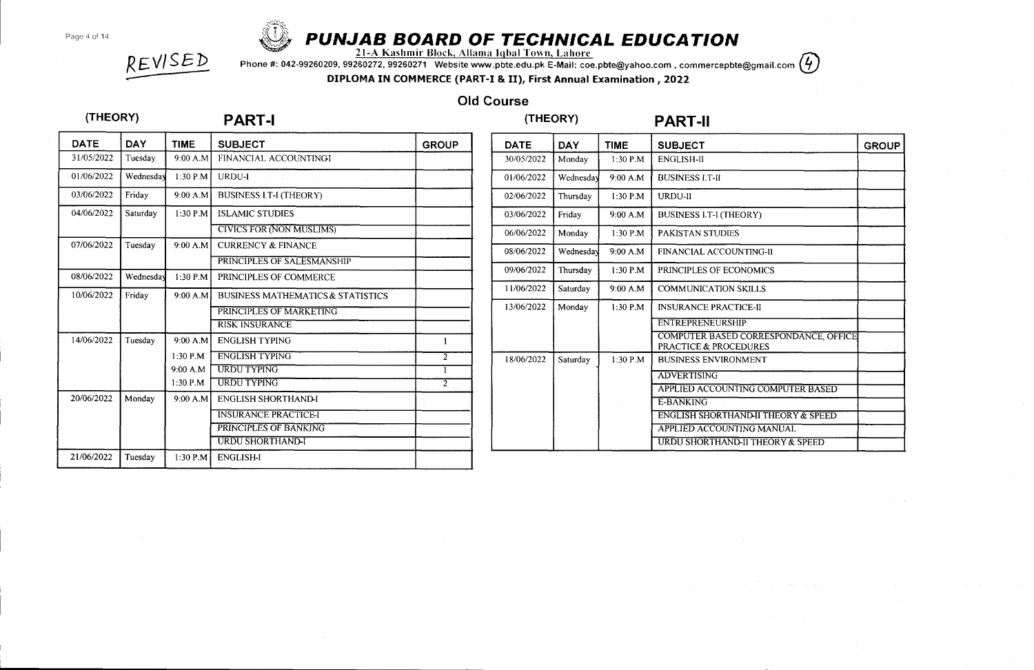REVISED

# PUNJAB BOARD OF TECHNICAL EDUCATION

21-A Kashmir Block, Allama Iqbal Town, Lahore

Phone #: 042-99260209, 99260272, 99260271 Website www.pbte.edu.pk E-Mail: coe.pbte@yahoo.com , commercepbte@gmail.com (4)

**DIPLOMA IN COMMERCE (PART-I & II), First Annual Examination , 2022**

## Old Course

### (THEORY) PART-I

| DATE | DAY | TIME | SUBJECT | GROUP |
|---|---|---|---|---|
| 31/05/2022 | Tuesday | 9:00 A.M | FINANCIAL ACCOUNTING-I | |
| 01/06/2022 | Wednesday | 1:30 P.M | URDU-I | |
| 03/06/2022 | Friday | 9:00 A.M | BUSINESS I.T-I (THEORY) | |
| 04/06/2022 | Saturday | 1:30 P.M | ISLAMIC STUDIES | |
| | | | CIVICS FOR (NON MUSLIMS) | |
| 07/06/2022 | Tuesday | 9:00 A.M | CURRENCY & FINANCE | |
| | | | PRINCIPLES OF SALESMANSHIP | |
| 08/06/2022 | Wednesday | 1:30 P.M | PRINCIPLES OF COMMERCE | |
| 10/06/2022 | Friday | 9:00 A.M | BUSINESS MATHEMATICS & STATISTICS | |
| | | | PRINCIPLES OF MARKETING | |
| | | | RISK INSURANCE | |
| 14/06/2022 | Tuesday | 9:00 A.M | ENGLISH TYPING | 1 |
| | | 1:30 P.M | ENGLISH TYPING | 2 |
| | | 9:00 A.M | URDU TYPING | 1 |
| | | 1:30 P.M | URDU TYPING | 2 |
| 20/06/2022 | Monday | 9:00 A.M | ENGLISH SHORTHAND-I | |
| | | | INSURANCE PRACTICE-I | |
| | | | PRINCIPLES OF BANKING | |
| | | | URDU SHORTHAND-I | |
| 21/06/2022 | Tuesday | 1:30 P.M | ENGLISH-I | |

### (THEORY) PART-II

| DATE | DAY | TIME | SUBJECT | GROUP |
|---|---|---|---|---|
| 30/05/2022 | Monday | 1:30 P.M | ENGLISH-II | |
| 01/06/2022 | Wednesday | 9:00 A.M | BUSINESS I.T-II | |
| 02/06/2022 | Thursday | 1:30 P.M | URDU-II | |
| 03/06/2022 | Friday | 9:00 A.M | BUSINESS I.T-I (THEORY) | |
| 06/06/2022 | Monday | 1:30 P.M | PAKISTAN STUDIES | |
| 08/06/2022 | Wednesday | 9:00 A.M | FINANCIAL ACCOUNTING-II | |
| 09/06/2022 | Thursday | 1:30 P.M | PRINCIPLES OF ECONOMICS | |
| 11/06/2022 | Saturday | 9:00 A.M | COMMUNICATION SKILLS | |
| 13/06/2022 | Monday | 1:30 P.M | INSURANCE PRACTICE-II | |
| | | | ENTREPRENEURSHIP | |
| | | | COMPUTER BASED CORRESPONDANCE, OFFICE PRACTICE & PROCEDURES | |
| 18/06/2022 | Saturday | 1:30 P.M | BUSINESS ENVIRONMENT | |
| | | | ADVERTISING | |
| | | | APPLIED ACCOUNTING COMPUTER BASED | |
| | | | E-BANKING | |
| | | | ENGLISH SHORTHAND-II THEORY & SPEED | |
| | | | APPLIED ACCOUNTING MANUAL | |
| | | | URDU SHORTHAND-II THEORY & SPEED | |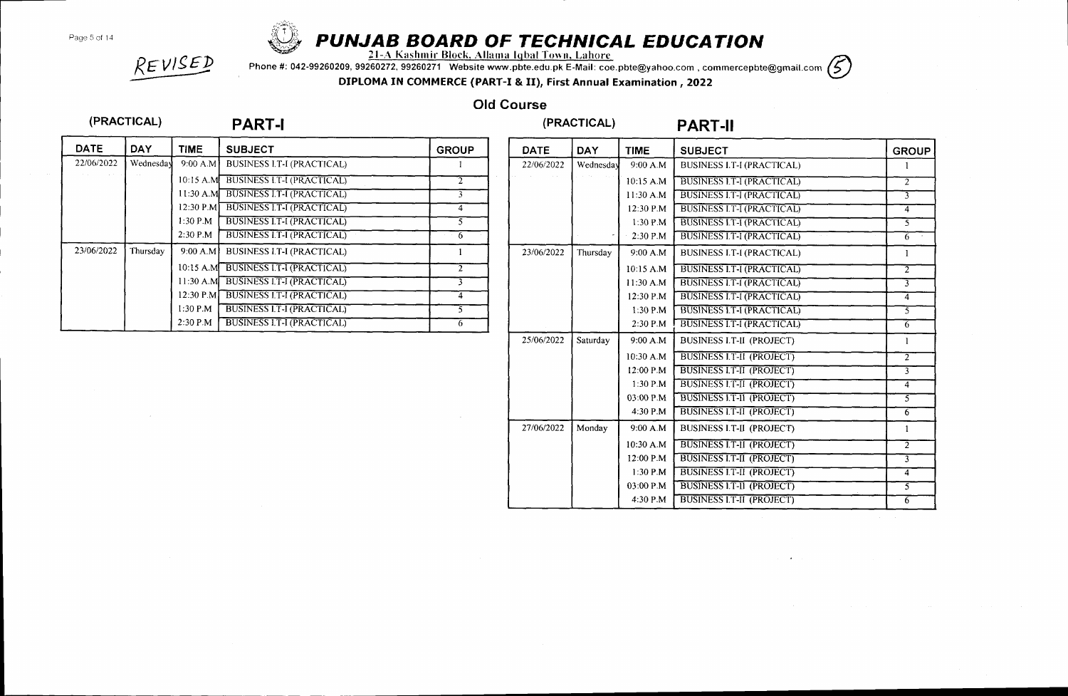REVISED

# PUNJAB BOARD OF TECHNICAL EDUCATION

21-A Kashmir Block, Allama Iqbal Town, Lahore

Phone #: 042-99260209, 99260272, 99260271 Website www.pbte.edu.pk E-Mail: coe.pbte@yahoo.com , commercepbte@gmail.com (5)

**DIPLOMA IN COMMERCE (PART-I & II), First Annual Examination , 2022**

## Old Course

### (PRACTICAL) PART-I

| DATE | DAY | TIME | SUBJECT | GROUP |
|---|---|---|---|---|
| 22/06/2022 | Wednesday | 9:00 A.M | BUSINESS I.T-I (PRACTICAL) | 1 |
| | | 10:15 A.M | BUSINESS I.T-I (PRACTICAL) | 2 |
| | | 11:30 A.M | BUSINESS I.T-I (PRACTICAL) | 3 |
| | | 12:30 P.M | BUSINESS I.T-I (PRACTICAL) | 4 |
| | | 1:30 P.M | BUSINESS I.T-I (PRACTICAL) | 5 |
| | | 2:30 P.M | BUSINESS I.T-I (PRACTICAL) | 6 |
| 23/06/2022 | Thursday | 9:00 A.M | BUSINESS I.T-I (PRACTICAL) | 1 |
| | | 10:15 A.M | BUSINESS I.T-I (PRACTICAL) | 2 |
| | | 11:30 A.M | BUSINESS I.T-I (PRACTICAL) | 3 |
| | | 12:30 P.M | BUSINESS I.T-I (PRACTICAL) | 4 |
| | | 1:30 P.M | BUSINESS I.T-I (PRACTICAL) | 5 |
| | | 2:30 P.M | BUSINESS I.T-I (PRACTICAL) | 6 |

### (PRACTICAL) PART-II

| DATE | DAY | TIME | SUBJECT | GROUP |
|---|---|---|---|---|
| 22/06/2022 | Wednesday | 9:00 A.M | BUSINESS I.T-I (PRACTICAL) | 1 |
| | | 10:15 A.M | BUSINESS I.T-I (PRACTICAL) | 2 |
| | | 11:30 A.M | BUSINESS I.T-I (PRACTICAL) | 3 |
| | | 12:30 P.M | BUSINESS I.T-I (PRACTICAL) | 4 |
| | | 1:30 P.M | BUSINESS I.T-I (PRACTICAL) | 5 |
| | | 2:30 P.M | BUSINESS I.T-I (PRACTICAL) | 6 |
| 23/06/2022 | Thursday | 9:00 A.M | BUSINESS I.T-I (PRACTICAL) | 1 |
| | | 10:15 A.M | BUSINESS I.T-I (PRACTICAL) | 2 |
| | | 11:30 A.M | BUSINESS I.T-I (PRACTICAL) | 3 |
| | | 12:30 P.M | BUSINESS I.T-I (PRACTICAL) | 4 |
| | | 1:30 P.M | BUSINESS I.T-I (PRACTICAL) | 5 |
| | | 2:30 P.M | BUSINESS I.T-I (PRACTICAL) | 6 |
| 25/06/2022 | Saturday | 9:00 A.M | BUSINESS I.T-II (PROJECT) | 1 |
| | | 10:30 A.M | BUSINESS I.T-II (PROJECT) | 2 |
| | | 12:00 P.M | BUSINESS I.T-II (PROJECT) | 3 |
| | | 1:30 P.M | BUSINESS I.T-II (PROJECT) | 4 |
| | | 03:00 P.M | BUSINESS I.T-II (PROJECT) | 5 |
| | | 4:30 P.M | BUSINESS I.T-II (PROJECT) | 6 |
| 27/06/2022 | Monday | 9:00 A.M | BUSINESS I.T-II (PROJECT) | 1 |
| | | 10:30 A.M | BUSINESS I.T-II (PROJECT) | 2 |
| | | 12:00 P.M | BUSINESS I.T-II (PROJECT) | 3 |
| | | 1:30 P.M | BUSINESS I.T-II (PROJECT) | 4 |
| | | 03:00 P.M | BUSINESS I.T-II (PROJECT) | 5 |
| | | 4:30 P.M | BUSINESS I.T-II (PROJECT) | 6 |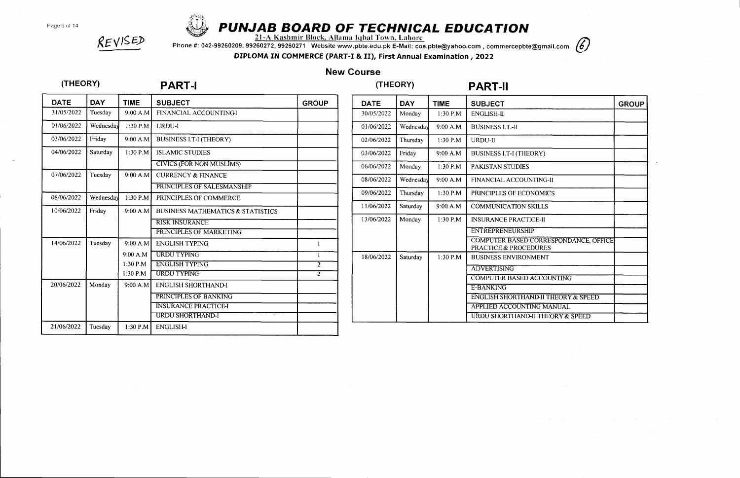REVISED

# PUNJAB BOARD OF TECHNICAL EDUCATION

21-A Kashmir Block, Allama Iqbal Town, Lahore

Phone #: 042-99260209, 99260272, 99260271 Website www.pbte.edu.pk E-Mail: coe.pbte@yahoo.com , commercepbte@gmail.com (6)

**DIPLOMA IN COMMERCE (PART-I & II), First Annual Examination , 2022**

## New Course

### (THEORY) PART-I

| DATE | DAY | TIME | SUBJECT | GROUP |
|---|---|---|---|---|
| 31/05/2022 | Tuesday | 9:00 A.M | FINANCIAL ACCOUNTING-I | |
| 01/06/2022 | Wednesday | 1:30 P.M | URDU-I | |
| 03/06/2022 | Friday | 9:00 A.M | BUSINESS I.T-I (THEORY) | |
| 04/06/2022 | Saturday | 1:30 P.M | ISLAMIC STUDIES | |
| | | | CIVICS (FOR NON MUSLIMS) | |
| 07/06/2022 | Tuesday | 9:00 A.M | CURRENCY & FINANCE | |
| | | | PRINCIPLES OF SALESMANSHIP | |
| 08/06/2022 | Wednesday | 1:30 P.M | PRINCIPLES OF COMMERCE | |
| 10/06/2022 | Friday | 9:00 A.M | BUSINESS MATHEMATICS & STATISTICS | |
| | | | RISK INSURANCE | |
| | | | PRINCIPLES OF MARKETING | |
| 14/06/2022 | Tuesday | 9:00 A.M | ENGLISH TYPING | 1 |
| | | 9:00 A.M | URDU TYPING | 1 |
| | | 1:30 P.M | ENGLISH TYPING | 2 |
| | | 1:30 P.M | URDU TYPING | 2 |
| 20/06/2022 | Monday | 9:00 A.M | ENGLISH SHORTHAND-I | |
| | | | PRINCIPLES OF BANKING | |
| | | | INSURANCE PRACTICE-I | |
| | | | URDU SHORTHAND-I | |
| 21/06/2022 | Tuesday | 1:30 P.M | ENGLISH-I | |

### (THEORY) PART-II

| DATE | DAY | TIME | SUBJECT | GROUP |
|---|---|---|---|---|
| 30/05/2022 | Monday | 1:30 P.M | ENGLISH-II | |
| 01/06/2022 | Wednesday | 9:00 A.M | BUSINESS I.T.-II | |
| 02/06/2022 | Thursday | 1:30 P.M | URDU-II | |
| 03/06/2022 | Friday | 9:00 A.M | BUSINESS I.T-I (THEORY) | |
| 06/06/2022 | Monday | 1:30 P.M | PAKISTAN STUDIES | |
| 08/06/2022 | Wednesday | 9:00 A.M | FINANCIAL ACCOUNTING-II | |
| 09/06/2022 | Thursday | 1:30 P.M | PRINCIPLES OF ECONOMICS | |
| 11/06/2022 | Saturday | 9:00 A.M | COMMUNICATION SKILLS | |
| 13/06/2022 | Monday | 1:30 P.M | INSURANCE PRACTICE-II | |
| | | | ENTREPRENEURSHIP | |
| | | | COMPUTER BASED CORRESPONDANCE, OFFICE PRACTICE & PROCEDURES | |
| 18/06/2022 | Saturday | 1:30 P.M | BUSINESS ENVIRONMENT | |
| | | | ADVERTISING | |
| | | | COMPUTER BASED ACCOUNTING | |
| | | | E-BANKING | |
| | | | ENGLISH SHORTHAND-II THEORY & SPEED | |
| | | | APPLIED ACCOUNTING MANUAL | |
| | | | URDU SHORTHAND-II THEORY & SPEED | |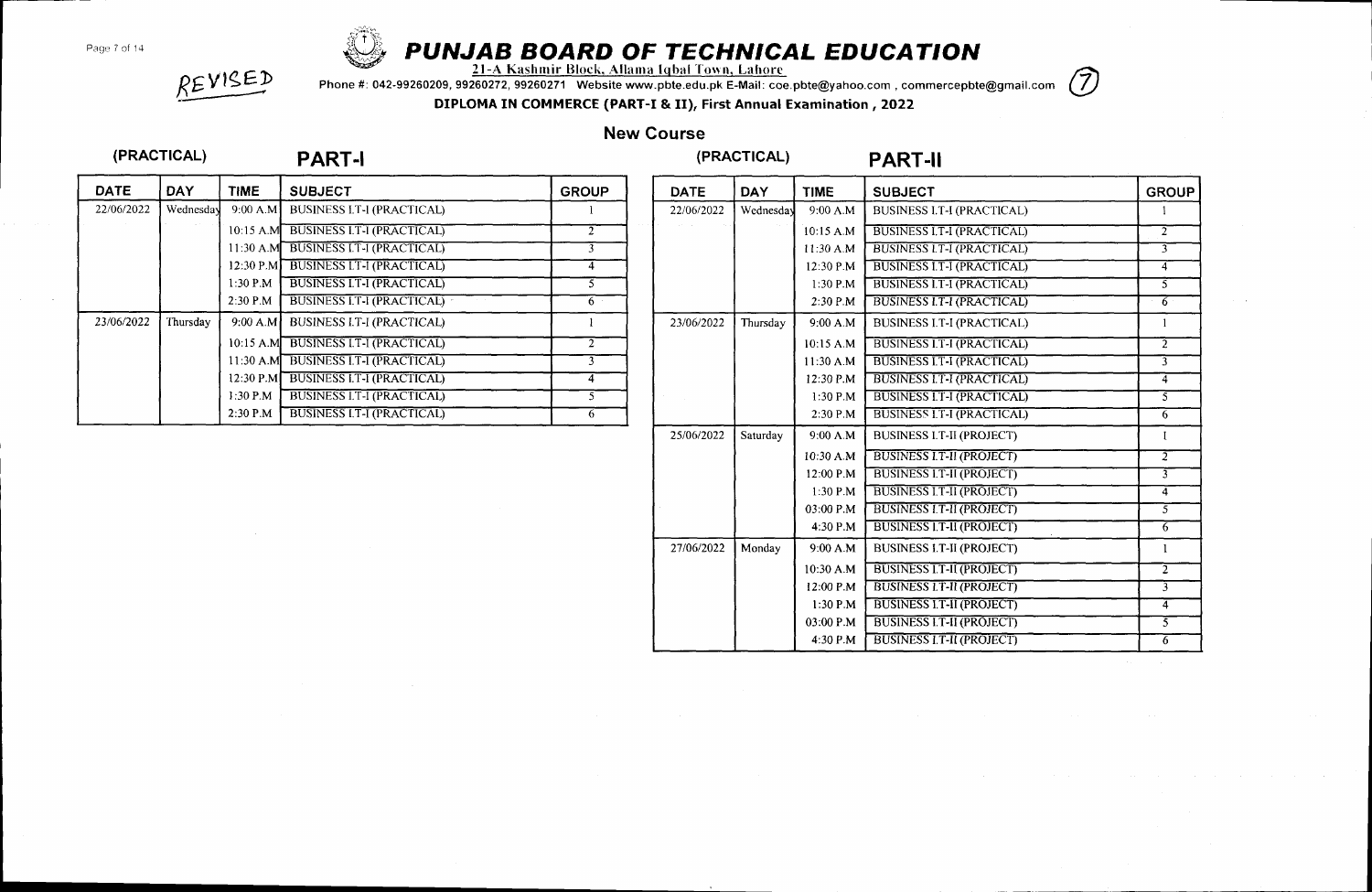REVISED

# PUNJAB BOARD OF TECHNICAL EDUCATION

21-A Kashmir Block, Allama Iqbal Town, Lahore

Phone #: 042-99260209, 99260272, 99260271 Website www.pbte.edu.pk E-Mail: coe.pbte@yahoo.com , commercepbte@gmail.com

(7)

**DIPLOMA IN COMMERCE (PART-I & II), First Annual Examination , 2022**

## New Course

### (PRACTICAL) PART-I

| DATE | DAY | TIME | SUBJECT | GROUP |
|---|---|---|---|---|
| 22/06/2022 | Wednesday | 9:00 A.M | BUSINESS I.T-I (PRACTICAL) | 1 |
| | | 10:15 A.M | BUSINESS I.T-I (PRACTICAL) | 2 |
| | | 11:30 A.M | BUSINESS I.T-I (PRACTICAL) | 3 |
| | | 12:30 P.M | BUSINESS I.T-I (PRACTICAL) | 4 |
| | | 1:30 P.M | BUSINESS I.T-I (PRACTICAL) | 5 |
| | | 2:30 P.M | BUSINESS I.T-I (PRACTICAL) | 6 |
| 23/06/2022 | Thursday | 9:00 A.M | BUSINESS I.T-I (PRACTICAL) | 1 |
| | | 10:15 A.M | BUSINESS I.T-I (PRACTICAL) | 2 |
| | | 11:30 A.M | BUSINESS I.T-I (PRACTICAL) | 3 |
| | | 12:30 P.M | BUSINESS I.T-I (PRACTICAL) | 4 |
| | | 1:30 P.M | BUSINESS I.T-I (PRACTICAL) | 5 |
| | | 2:30 P.M | BUSINESS I.T-I (PRACTICAL) | 6 |

### (PRACTICAL) PART-II

| DATE | DAY | TIME | SUBJECT | GROUP |
|---|---|---|---|---|
| 22/06/2022 | Wednesday | 9:00 A.M | BUSINESS I.T-I (PRACTICAL) | 1 |
| | | 10:15 A.M | BUSINESS I.T-I (PRACTICAL) | 2 |
| | | 11:30 A.M | BUSINESS I.T-I (PRACTICAL) | 3 |
| | | 12:30 P.M | BUSINESS I.T-I (PRACTICAL) | 4 |
| | | 1:30 P.M | BUSINESS I.T-I (PRACTICAL) | 5 |
| | | 2:30 P.M | BUSINESS I.T-I (PRACTICAL) | 6 |
| 23/06/2022 | Thursday | 9:00 A.M | BUSINESS I.T-I (PRACTICAL) | 1 |
| | | 10:15 A.M | BUSINESS I.T-I (PRACTICAL) | 2 |
| | | 11:30 A.M | BUSINESS I.T-I (PRACTICAL) | 3 |
| | | 12:30 P.M | BUSINESS I.T-I (PRACTICAL) | 4 |
| | | 1:30 P.M | BUSINESS I.T-I (PRACTICAL) | 5 |
| | | 2:30 P.M | BUSINESS I.T-I (PRACTICAL) | 6 |
| 25/06/2022 | Saturday | 9:00 A.M | BUSINESS I.T-II (PROJECT) | 1 |
| | | 10:30 A.M | BUSINESS I.T-II (PROJECT) | 2 |
| | | 12:00 P.M | BUSINESS I.T-II (PROJECT) | 3 |
| | | 1:30 P.M | BUSINESS I.T-II (PROJECT) | 4 |
| | | 03:00 P.M | BUSINESS I.T-II (PROJECT) | 5 |
| | | 4:30 P.M | BUSINESS I.T-II (PROJECT) | 6 |
| 27/06/2022 | Monday | 9:00 A.M | BUSINESS I.T-II (PROJECT) | 1 |
| | | 10:30 A.M | BUSINESS I.T-II (PROJECT) | 2 |
| | | 12:00 P.M | BUSINESS I.T-II (PROJECT) | 3 |
| | | 1:30 P.M | BUSINESS I.T-II (PROJECT) | 4 |
| | | 03:00 P.M | BUSINESS I.T-II (PROJECT) | 5 |
| | | 4:30 P.M | BUSINESS I.T-II (PROJECT) | 6 |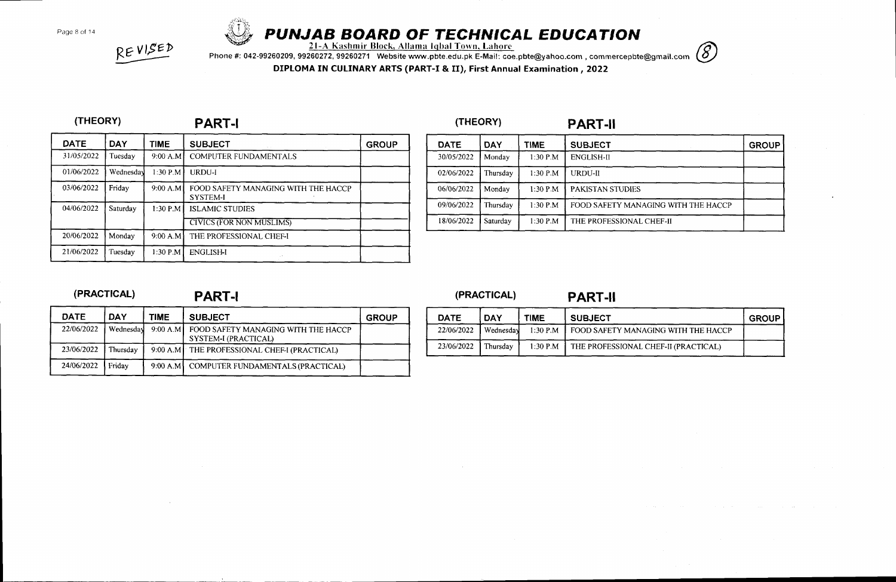REVISED

# PUNJAB BOARD OF TECHNICAL EDUCATION

21-A Kashmir Block, Allama Iqbal Town, Lahore

Phone #: 042-99260209, 99260272, 99260271 Website www.pbte.edu.pk E-Mail: coe.pbte@yahoo.com , commercepbte@gmail.com (8)

**DIPLOMA IN CULINARY ARTS (PART-I & II), First Annual Examination , 2022**

## (THEORY) PART-I

| DATE | DAY | TIME | SUBJECT | GROUP |
|---|---|---|---|---|
| 31/05/2022 | Tuesday | 9:00 A.M | COMPUTER FUNDAMENTALS | |
| 01/06/2022 | Wednesday | 1:30 P.M | URDU-I | |
| 03/06/2022 | Friday | 9:00 A.M | FOOD SAFETY MANAGING WITH THE HACCP SYSTEM-I | |
| 04/06/2022 | Saturday | 1:30 P.M | ISLAMIC STUDIES | |
| | | | CIVICS (FOR NON MUSLIMS) | |
| 20/06/2022 | Monday | 9:00 A.M | THE PROFESSIONAL CHEF-I | |
| 21/06/2022 | Tuesday | 1:30 P.M | ENGLISH-I | |

## (THEORY) PART-II

| DATE | DAY | TIME | SUBJECT | GROUP |
|---|---|---|---|---|
| 30/05/2022 | Monday | 1:30 P.M | ENGLISH-II | |
| 02/06/2022 | Thursday | 1:30 P.M | URDU-II | |
| 06/06/2022 | Monday | 1:30 P.M | PAKISTAN STUDIES | |
| 09/06/2022 | Thursday | 1:30 P.M | FOOD SAFETY MANAGING WITH THE HACCP | |
| 18/06/2022 | Saturday | 1:30 P.M | THE PROFESSIONAL CHEF-II | |

## (PRACTICAL) PART-I

| DATE | DAY | TIME | SUBJECT | GROUP |
|---|---|---|---|---|
| 22/06/2022 | Wednesday | 9:00 A.M | FOOD SAFETY MANAGING WITH THE HACCP SYSTEM-I (PRACTICAL) | |
| 23/06/2022 | Thursday | 9:00 A.M | THE PROFESSIONAL CHEF-I (PRACTICAL) | |
| 24/06/2022 | Friday | 9:00 A.M | COMPUTER FUNDAMENTALS (PRACTICAL) | |

## (PRACTICAL) PART-II

| DATE | DAY | TIME | SUBJECT | GROUP |
|---|---|---|---|---|
| 22/06/2022 | Wednesday | 1:30 P.M | FOOD SAFETY MANAGING WITH THE HACCP | |
| 23/06/2022 | Thursday | 1:30 P.M | THE PROFESSIONAL CHEF-II (PRACTICAL) | |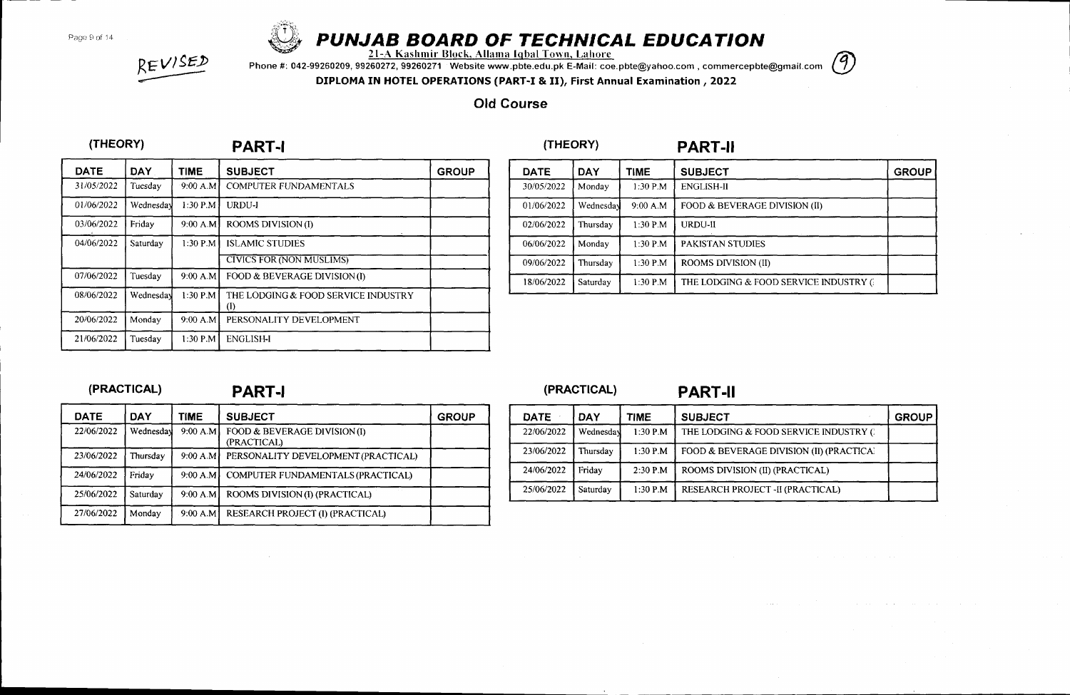REVISED

# PUNJAB BOARD OF TECHNICAL EDUCATION

21-A Kashmir Block, Allama Iqbal Town, Lahore

Phone #: 042-99260209, 99260272, 99260271 Website www.pbte.edu.pk E-Mail: coe.pbte@yahoo.com , commercepbte@gmail.com

(9)

**DIPLOMA IN HOTEL OPERATIONS (PART-I & II), First Annual Examination , 2022**

## Old Course

### (THEORY) PART-I

| DATE | DAY | TIME | SUBJECT | GROUP |
|---|---|---|---|---|
| 31/05/2022 | Tuesday | 9:00 A.M | COMPUTER FUNDAMENTALS | |
| 01/06/2022 | Wednesday | 1:30 P.M | URDU-I | |
| 03/06/2022 | Friday | 9:00 A.M | ROOMS DIVISION (I) | |
| 04/06/2022 | Saturday | 1:30 P.M | ISLAMIC STUDIES | |
| | | | CIVICS FOR (NON MUSLIMS) | |
| 07/06/2022 | Tuesday | 9:00 A.M | FOOD & BEVERAGE DIVISION (I) | |
| 08/06/2022 | Wednesday | 1:30 P.M | THE LODGING & FOOD SERVICE INDUSTRY (I) | |
| 20/06/2022 | Monday | 9:00 A.M | PERSONALITY DEVELOPMENT | |
| 21/06/2022 | Tuesday | 1:30 P.M | ENGLISH-I | |

### (THEORY) PART-II

| DATE | DAY | TIME | SUBJECT | GROUP |
|---|---|---|---|---|
| 30/05/2022 | Monday | 1:30 P.M | ENGLISH-II | |
| 01/06/2022 | Wednesday | 9:00 A.M | FOOD & BEVERAGE DIVISION (II) | |
| 02/06/2022 | Thursday | 1:30 P.M | URDU-II | |
| 06/06/2022 | Monday | 1:30 P.M | PAKISTAN STUDIES | |
| 09/06/2022 | Thursday | 1:30 P.M | ROOMS DIVISION (II) | |
| 18/06/2022 | Saturday | 1:30 P.M | THE LODGING & FOOD SERVICE INDUSTRY ( | |

### (PRACTICAL) PART-I

| DATE | DAY | TIME | SUBJECT | GROUP |
|---|---|---|---|---|
| 22/06/2022 | Wednesday | 9:00 A.M | FOOD & BEVERAGE DIVISION (I) (PRACTICAL) | |
| 23/06/2022 | Thursday | 9:00 A.M | PERSONALITY DEVELOPMENT (PRACTICAL) | |
| 24/06/2022 | Friday | 9:00 A.M | COMPUTER FUNDAMENTALS (PRACTICAL) | |
| 25/06/2022 | Saturday | 9:00 A.M | ROOMS DIVISION (I) (PRACTICAL) | |
| 27/06/2022 | Monday | 9:00 A.M | RESEARCH PROJECT (I) (PRACTICAL) | |

### (PRACTICAL) PART-II

| DATE | DAY | TIME | SUBJECT | GROUP |
|---|---|---|---|---|
| 22/06/2022 | Wednesday | 1:30 P.M | THE LODGING & FOOD SERVICE INDUSTRY ( | |
| 23/06/2022 | Thursday | 1:30 P.M | FOOD & BEVERAGE DIVISION (II) (PRACTICA | |
| 24/06/2022 | Friday | 2:30 P.M | ROOMS DIVISION (II) (PRACTICAL) | |
| 25/06/2022 | Saturday | 1:30 P.M | RESEARCH PROJECT -II (PRACTICAL) | |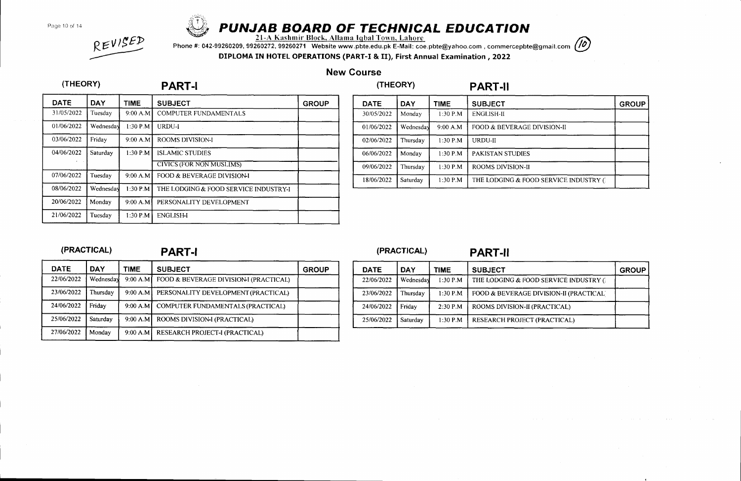REVISED

# PUNJAB BOARD OF TECHNICAL EDUCATION

21-A Kashmir Block, Allama Iqbal Town, Lahore

Phone #: 042-99260209, 99260272, 99260271 Website www.pbte.edu.pk E-Mail: coe.pbte@yahoo.com , commercepbte@gmail.com (10)

**DIPLOMA IN HOTEL OPERATIONS (PART-I & II), First Annual Examination , 2022**

## New Course

### (THEORY) PART-I

| DATE | DAY | TIME | SUBJECT | GROUP |
|---|---|---|---|---|
| 31/05/2022 | Tuesday | 9:00 A.M | COMPUTER FUNDAMENTALS | |
| 01/06/2022 | Wednesday | 1:30 P.M | URDU-I | |
| 03/06/2022 | Friday | 9:00 A.M | ROOMS DIVISION-I | |
| 04/06/2022 | Saturday | 1:30 P.M | ISLAMIC STUDIES | |
| | | | CIVICS (FOR NON MUSLIMS) | |
| 07/06/2022 | Tuesday | 9:00 A.M | FOOD & BEVERAGE DIVISION-I | |
| 08/06/2022 | Wednesday | 1:30 P.M | THE LODGING & FOOD SERVICE INDUSTRY-I | |
| 20/06/2022 | Monday | 9:00 A.M | PERSONALITY DEVELOPMENT | |
| 21/06/2022 | Tuesday | 1:30 P.M | ENGLISH-I | |

### (THEORY) PART-II

| DATE | DAY | TIME | SUBJECT | GROUP |
|---|---|---|---|---|
| 30/05/2022 | Monday | 1:30 P.M | ENGLISH-II | |
| 01/06/2022 | Wednesday | 9:00 A.M | FOOD & BEVERAGE DIVISION-II | |
| 02/06/2022 | Thursday | 1:30 P.M | URDU-II | |
| 06/06/2022 | Monday | 1:30 P.M | PAKISTAN STUDIES | |
| 09/06/2022 | Thursday | 1:30 P.M | ROOMS DIVISION-II | |
| 18/06/2022 | Saturday | 1:30 P.M | THE LODGING & FOOD SERVICE INDUSTRY ( | |

### (PRACTICAL) PART-I

| DATE | DAY | TIME | SUBJECT | GROUP |
|---|---|---|---|---|
| 22/06/2022 | Wednesday | 9:00 A.M | FOOD & BEVERAGE DIVISION-I (PRACTICAL) | |
| 23/06/2022 | Thursday | 9:00 A.M | PERSONALITY DEVELOPMENT (PRACTICAL) | |
| 24/06/2022 | Friday | 9:00 A.M | COMPUTER FUNDAMENTALS (PRACTICAL) | |
| 25/06/2022 | Saturday | 9:00 A.M | ROOMS DIVISION-I (PRACTICAL) | |
| 27/06/2022 | Monday | 9:00 A.M | RESEARCH PROJECT-I (PRACTICAL) | |

### (PRACTICAL) PART-II

| DATE | DAY | TIME | SUBJECT | GROUP |
|---|---|---|---|---|
| 22/06/2022 | Wednesday | 1:30 P.M | THE LODGING & FOOD SERVICE INDUSTRY ( | |
| 23/06/2022 | Thursday | 1:30 P.M | FOOD & BEVERAGE DIVISION-II (PRACTICAL | |
| 24/06/2022 | Friday | 2:30 P.M | ROOMS DIVISION-II (PRACTICAL) | |
| 25/06/2022 | Saturday | 1:30 P.M | RESEARCH PROJECT (PRACTICAL) | |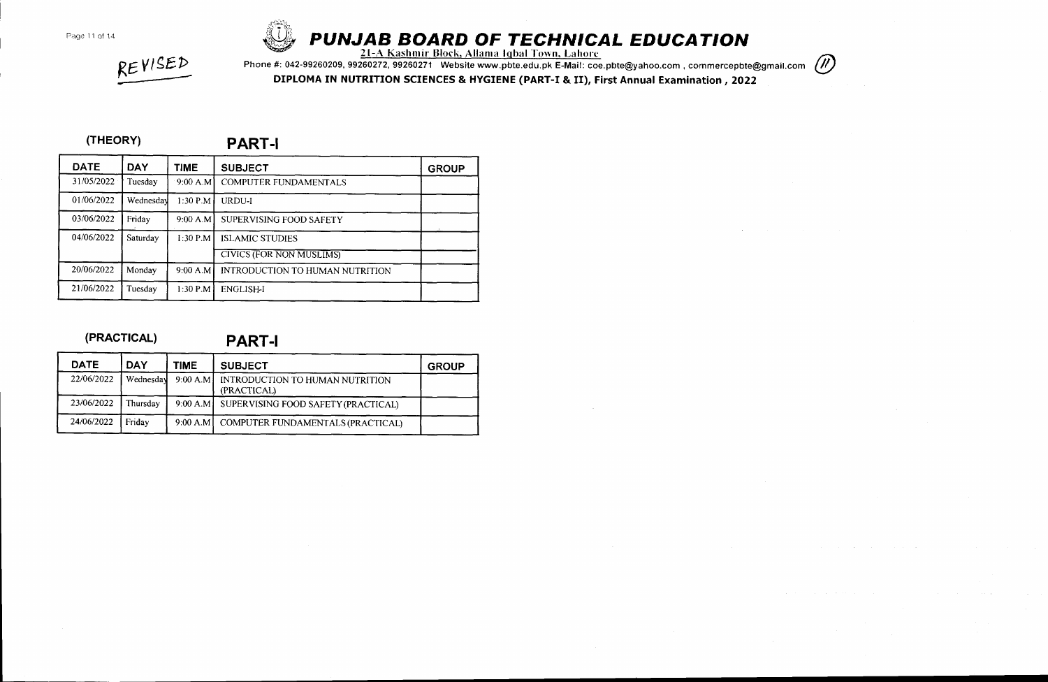REVISED

# PUNJAB BOARD OF TECHNICAL EDUCATION

21-A Kashmir Block, Allama Iqbal Town, Lahore

Phone #: 042-99260209, 99260272, 99260271 Website www.pbte.edu.pk E-Mail: coe.pbte@yahoo.com , commercepbte@gmail.com (11)

**DIPLOMA IN NUTRITION SCIENCES & HYGIENE (PART-I & II), First Annual Examination , 2022**

## (THEORY) PART-I

| DATE | DAY | TIME | SUBJECT | GROUP |
|---|---|---|---|---|
| 31/05/2022 | Tuesday | 9:00 A.M | COMPUTER FUNDAMENTALS | |
| 01/06/2022 | Wednesday | 1:30 P.M | URDU-I | |
| 03/06/2022 | Friday | 9:00 A.M | SUPERVISING FOOD SAFETY | |
| 04/06/2022 | Saturday | 1:30 P.M | ISLAMIC STUDIES | |
| | | | CIVICS (FOR NON MUSLIMS) | |
| 20/06/2022 | Monday | 9:00 A.M | INTRODUCTION TO HUMAN NUTRITION | |
| 21/06/2022 | Tuesday | 1:30 P.M | ENGLISH-I | |

## (PRACTICAL) PART-I

| DATE | DAY | TIME | SUBJECT | GROUP |
|---|---|---|---|---|
| 22/06/2022 | Wednesday | 9:00 A.M | INTRODUCTION TO HUMAN NUTRITION (PRACTICAL) | |
| 23/06/2022 | Thursday | 9:00 A.M | SUPERVISING FOOD SAFETY (PRACTICAL) | |
| 24/06/2022 | Friday | 9:00 A.M | COMPUTER FUNDAMENTALS (PRACTICAL) | |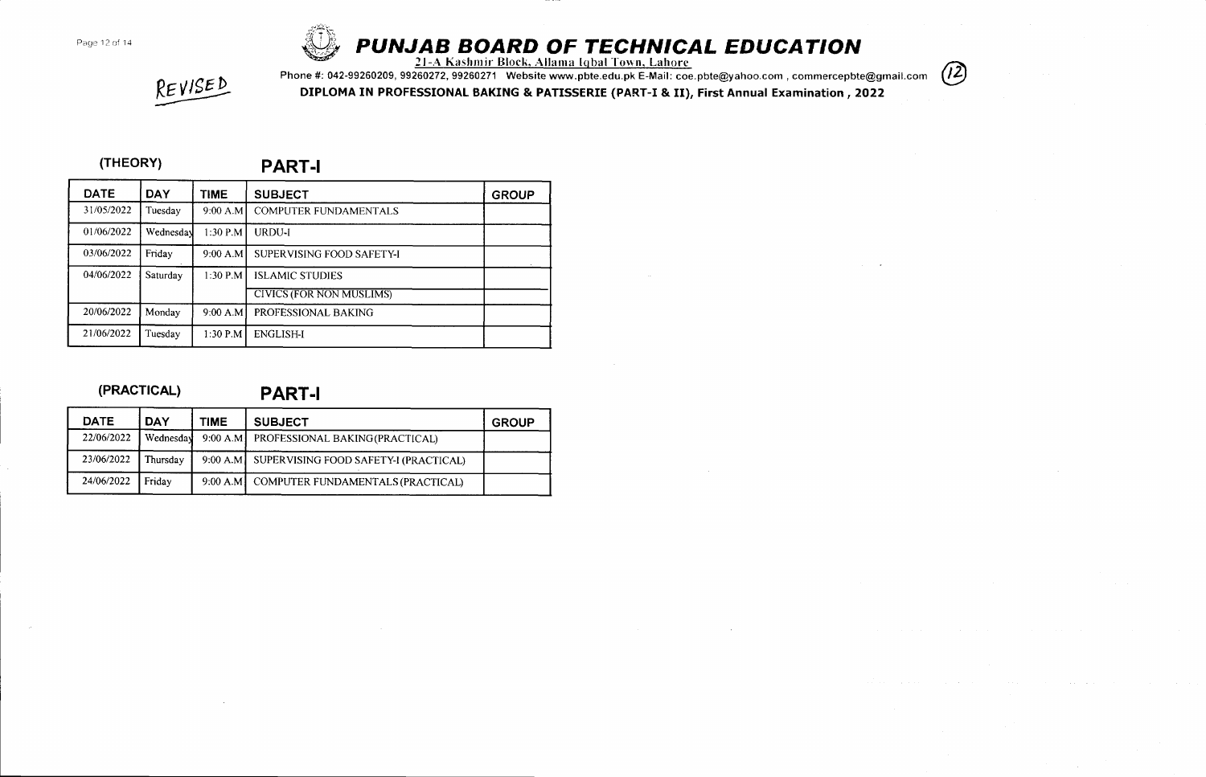REVISED

# PUNJAB BOARD OF TECHNICAL EDUCATION

21-A Kashmir Block, Allama Iqbal Town, Lahore

Phone #: 042-99260209, 99260272, 99260271 Website www.pbte.edu.pk E-Mail: coe.pbte@yahoo.com , commercepbte@gmail.com

(12)

**DIPLOMA IN PROFESSIONAL BAKING & PATISSERIE (PART-I & II), First Annual Examination , 2022**

## (THEORY) PART-I

| DATE | DAY | TIME | SUBJECT | GROUP |
|---|---|---|---|---|
| 31/05/2022 | Tuesday | 9:00 A.M | COMPUTER FUNDAMENTALS | |
| 01/06/2022 | Wednesday | 1:30 P.M | URDU-I | |
| 03/06/2022 | Friday | 9:00 A.M | SUPERVISING FOOD SAFETY-I | |
| 04/06/2022 | Saturday | 1:30 P.M | ISLAMIC STUDIES | |
| | | | CIVICS (FOR NON MUSLIMS) | |
| 20/06/2022 | Monday | 9:00 A.M | PROFESSIONAL BAKING | |
| 21/06/2022 | Tuesday | 1:30 P.M | ENGLISH-I | |

## (PRACTICAL) PART-I

| DATE | DAY | TIME | SUBJECT | GROUP |
|---|---|---|---|---|
| 22/06/2022 | Wednesday | 9:00 A.M | PROFESSIONAL BAKING(PRACTICAL) | |
| 23/06/2022 | Thursday | 9:00 A.M | SUPERVISING FOOD SAFETY-I (PRACTICAL) | |
| 24/06/2022 | Friday | 9:00 A.M | COMPUTER FUNDAMENTALS (PRACTICAL) | |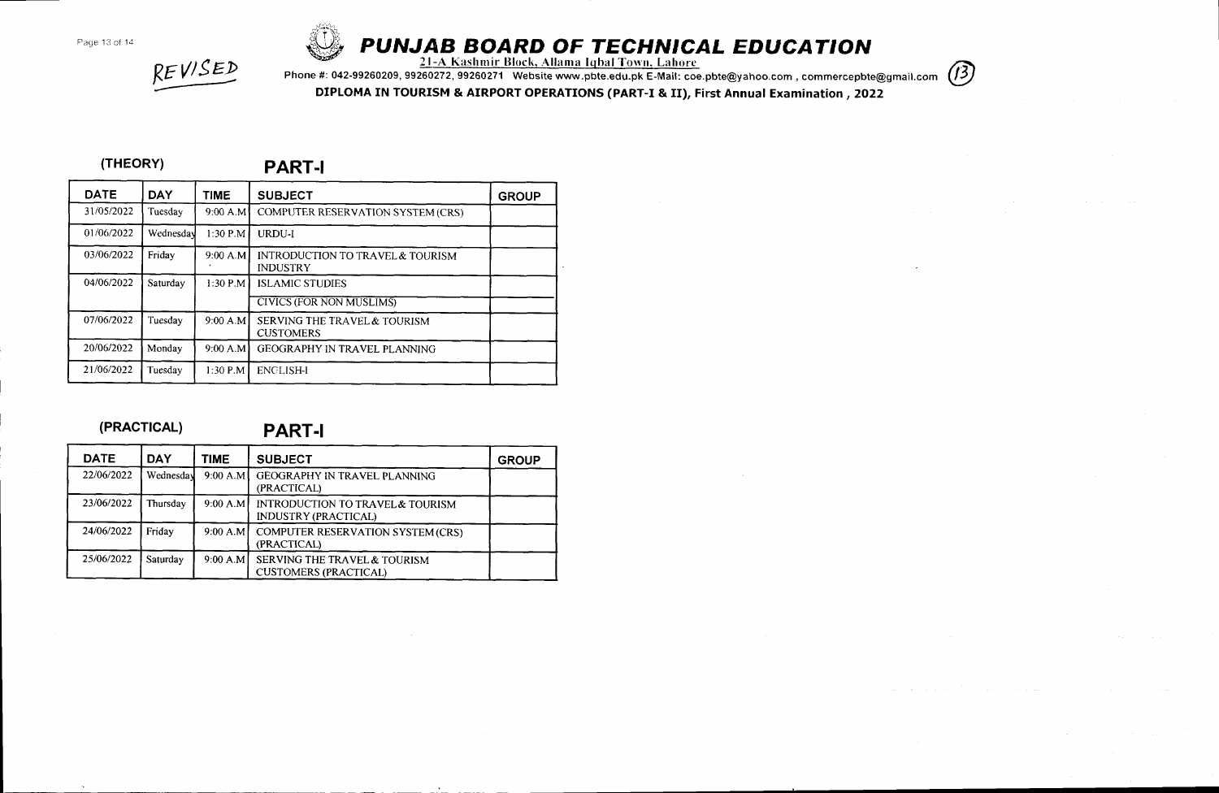REVISED

# PUNJAB BOARD OF TECHNICAL EDUCATION

21-A Kashmir Block, Allama Iqbal Town, Lahore

Phone #: 042-99260209, 99260272, 99260271 Website www.pbte.edu.pk E-Mail: coe.pbte@yahoo.com , commercepbte@gmail.com

**DIPLOMA IN TOURISM & AIRPORT OPERATIONS (PART-I & II), First Annual Examination , 2022**

## (THEORY) PART-I

| DATE | DAY | TIME | SUBJECT | GROUP |
|---|---|---|---|---|
| 31/05/2022 | Tuesday | 9:00 A.M | COMPUTER RESERVATION SYSTEM (CRS) | |
| 01/06/2022 | Wednesday | 1:30 P.M | URDU-I | |
| 03/06/2022 | Friday | 9:00 A.M | INTRODUCTION TO TRAVEL & TOURISM INDUSTRY | |
| 04/06/2022 | Saturday | 1:30 P.M | ISLAMIC STUDIES | |
| | | | CIVICS (FOR NON MUSLIMS) | |
| 07/06/2022 | Tuesday | 9:00 A.M | SERVING THE TRAVEL & TOURISM CUSTOMERS | |
| 20/06/2022 | Monday | 9:00 A.M | GEOGRAPHY IN TRAVEL PLANNING | |
| 21/06/2022 | Tuesday | 1:30 P.M | ENGLISH-I | |

## (PRACTICAL) PART-I

| DATE | DAY | TIME | SUBJECT | GROUP |
|---|---|---|---|---|
| 22/06/2022 | Wednesday | 9:00 A.M | GEOGRAPHY IN TRAVEL PLANNING (PRACTICAL) | |
| 23/06/2022 | Thursday | 9:00 A.M | INTRODUCTION TO TRAVEL & TOURISM INDUSTRY (PRACTICAL) | |
| 24/06/2022 | Friday | 9:00 A.M | COMPUTER RESERVATION SYSTEM (CRS) (PRACTICAL) | |
| 25/06/2022 | Saturday | 9:00 A.M | SERVING THE TRAVEL & TOURISM CUSTOMERS (PRACTICAL) | |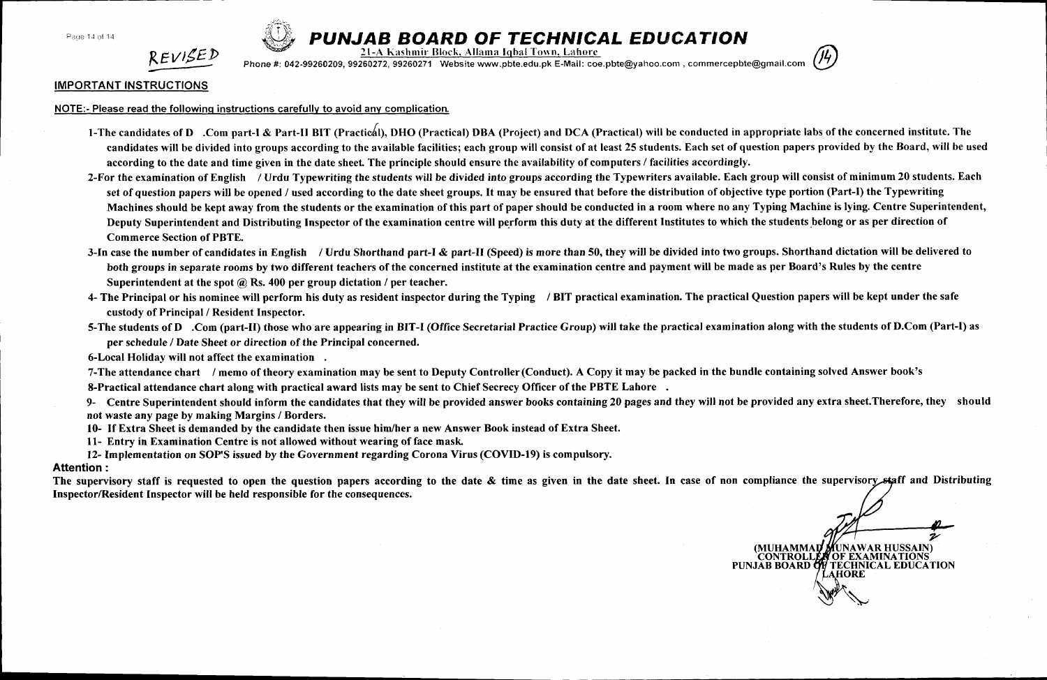REVISED

# PUNJAB BOARD OF TECHNICAL EDUCATION

21-A Kashmir Block, Allama Iqbal Town, Lahore

Phone #: 042-99260209, 99260272, 99260271 Website www.pbte.edu.pk E-Mail: coe.pbte@yahoo.com , commercepbte@gmail.com

(14)

## IMPORTANT INSTRUCTIONS

NOTE:- Please read the following instructions carefully to avoid any complication.

**1-The candidates of D .Com part-I & Part-II BIT (Practical), DHO (Practical) DBA (Project) and DCA (Practical) will be conducted in appropriate labs of the concerned institute. The candidates will be divided into groups according to the available facilities; each group will consist of at least 25 students. Each set of question papers provided by the Board, will be used according to the date and time given in the date sheet. The principle should ensure the availability of computers / facilities accordingly.**

**2-For the examination of English / Urdu Typewriting the students will be divided into groups according the Typewriters available. Each group will consist of minimum 20 students. Each set of question papers will be opened / used according to the date sheet groups. It may be ensured that before the distribution of objective type portion (Part-I) the Typewriting Machines should be kept away from the students or the examination of this part of paper should be conducted in a room where no any Typing Machine is lying. Centre Superintendent, Deputy Superintendent and Distributing Inspector of the examination centre will perform this duty at the different Institutes to which the students belong or as per direction of Commerce Section of PBTE.**

**3-In case the number of candidates in English / Urdu Shorthand part-I & part-II (Speed) is more than 50, they will be divided into two groups. Shorthand dictation will be delivered to both groups in separate rooms by two different teachers of the concerned institute at the examination centre and payment will be made as per Board's Rules by the centre Superintendent at the spot @ Rs. 400 per group dictation / per teacher.**

**4- The Principal or his nominee will perform his duty as resident inspector during the Typing / BIT practical examination. The practical Question papers will be kept under the safe custody of Principal / Resident Inspector.**

**5-The students of D .Com (part-II) those who are appearing in BIT-I (Office Secretarial Practice Group) will take the practical examination along with the students of D.Com (Part-I) as per schedule / Date Sheet or direction of the Principal concerned.**

**6-Local Holiday will not affect the examination .**

**7-The attendance chart / memo of theory examination may be sent to Deputy Controller (Conduct). A Copy it may be packed in the bundle containing solved Answer book's**

**8-Practical attendance chart along with practical award lists may be sent to Chief Secrecy Officer of the PBTE Lahore .**

**9- Centre Superintendent should inform the candidates that they will be provided answer books containing 20 pages and they will not be provided any extra sheet.Therefore, they should not waste any page by making Margins / Borders.**

**10- If Extra Sheet is demanded by the candidate then issue him/her a new Answer Book instead of Extra Sheet.**

**11- Entry in Examination Centre is not allowed without wearing of face mask.**

**12- Implementation on SOP'S issued by the Government regarding Corona Virus (COVID-19) is compulsory.**

**Attention :**

**The supervisory staff is requested to open the question papers according to the date & time as given in the date sheet. In case of non compliance the supervisory staff and Distributing Inspector/Resident Inspector will be held responsible for the consequences.**

**(MUHAMMAD MUNAWAR HUSSAIN)**
**CONTROLLER OF EXAMINATIONS**
**PUNJAB BOARD OF TECHNICAL EDUCATION**
**LAHORE**